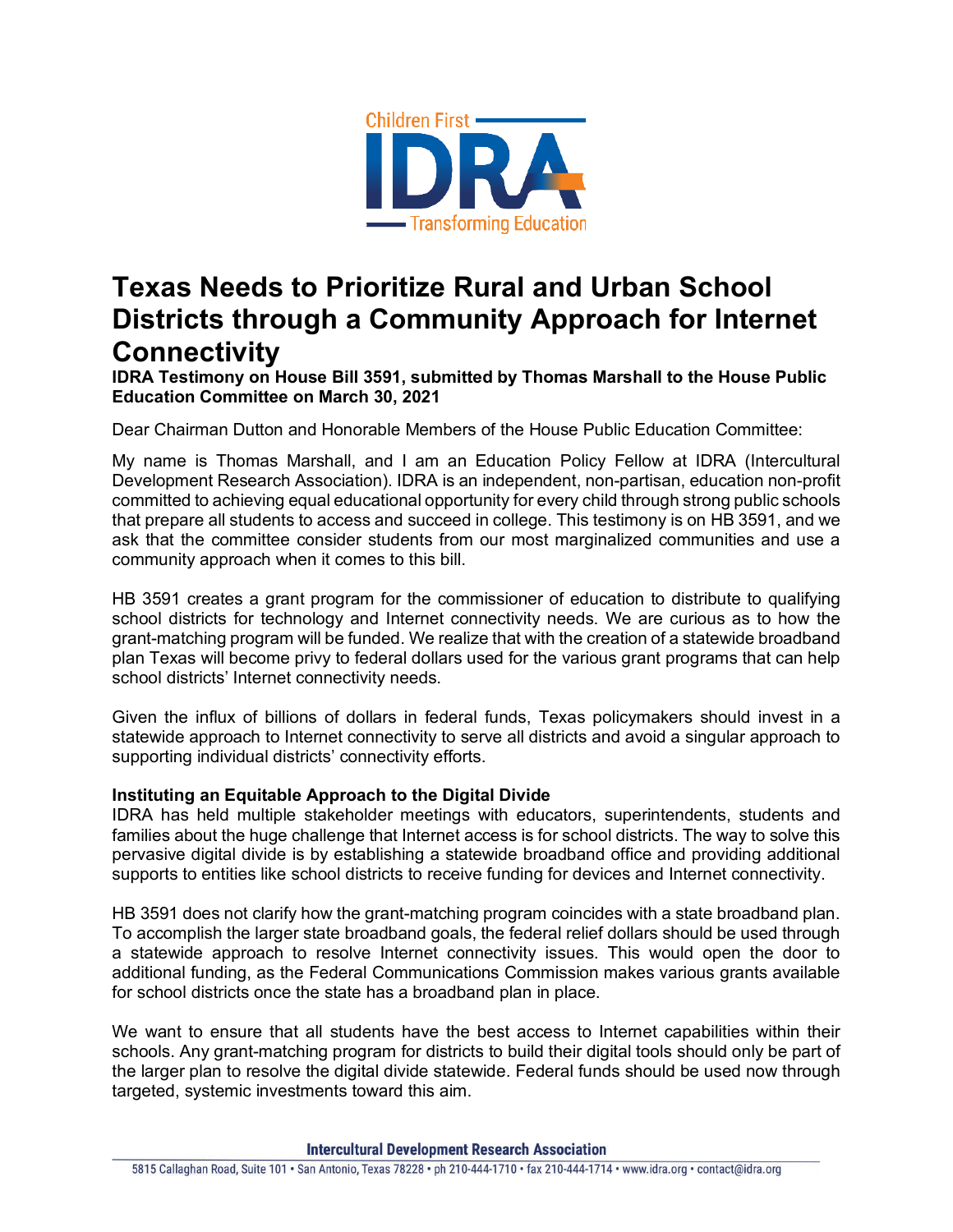Children First

IDRA

Transforming Education

# Texas Needs to Prioritize Rural and Urban School Districts through a Community Approach for Internet Connectivity

**IDRA Testimony on House Bill 3591, submitted by Thomas Marshall to the House Public Education Committee on March 30, 2021**

Dear Chairman Dutton and Honorable Members of the House Public Education Committee:

My name is Thomas Marshall, and I am an Education Policy Fellow at IDRA (Intercultural Development Research Association). IDRA is an independent, non-partisan, education non-profit committed to achieving equal educational opportunity for every child through strong public schools that prepare all students to access and succeed in college. This testimony is on HB 3591, and we ask that the committee consider students from our most marginalized communities and use a community approach when it comes to this bill.

HB 3591 creates a grant program for the commissioner of education to distribute to qualifying school districts for technology and Internet connectivity needs. We are curious as to how the grant-matching program will be funded. We realize that with the creation of a statewide broadband plan Texas will become privy to federal dollars used for the various grant programs that can help school districts' Internet connectivity needs.

Given the influx of billions of dollars in federal funds, Texas policymakers should invest in a statewide approach to Internet connectivity to serve all districts and avoid a singular approach to supporting individual districts' connectivity efforts.

**Instituting an Equitable Approach to the Digital Divide**

IDRA has held multiple stakeholder meetings with educators, superintendents, students and families about the huge challenge that Internet access is for school districts. The way to solve this pervasive digital divide is by establishing a statewide broadband office and providing additional supports to entities like school districts to receive funding for devices and Internet connectivity.

HB 3591 does not clarify how the grant-matching program coincides with a state broadband plan. To accomplish the larger state broadband goals, the federal relief dollars should be used through a statewide approach to resolve Internet connectivity issues. This would open the door to additional funding, as the Federal Communications Commission makes various grants available for school districts once the state has a broadband plan in place.

We want to ensure that all students have the best access to Internet capabilities within their schools. Any grant-matching program for districts to build their digital tools should only be part of the larger plan to resolve the digital divide statewide. Federal funds should be used now through targeted, systemic investments toward this aim.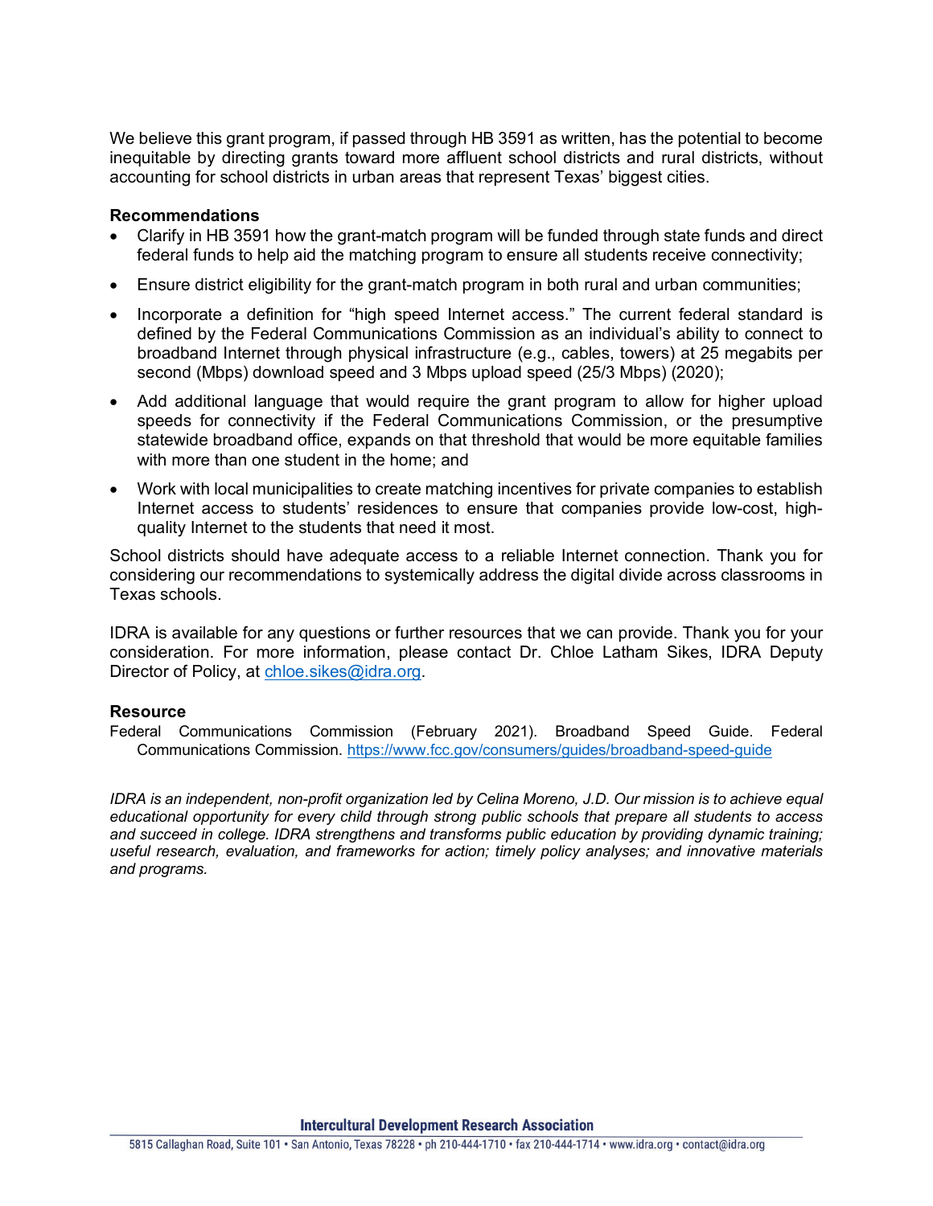We believe this grant program, if passed through HB 3591 as written, has the potential to become inequitable by directing grants toward more affluent school districts and rural districts, without accounting for school districts in urban areas that represent Texas' biggest cities.

**Recommendations**

- Clarify in HB 3591 how the grant-match program will be funded through state funds and direct federal funds to help aid the matching program to ensure all students receive connectivity;
- Ensure district eligibility for the grant-match program in both rural and urban communities;
- Incorporate a definition for "high speed Internet access." The current federal standard is defined by the Federal Communications Commission as an individual's ability to connect to broadband Internet through physical infrastructure (e.g., cables, towers) at 25 megabits per second (Mbps) download speed and 3 Mbps upload speed (25/3 Mbps) (2020);
- Add additional language that would require the grant program to allow for higher upload speeds for connectivity if the Federal Communications Commission, or the presumptive statewide broadband office, expands on that threshold that would be more equitable families with more than one student in the home; and
- Work with local municipalities to create matching incentives for private companies to establish Internet access to students' residences to ensure that companies provide low-cost, high-quality Internet to the students that need it most.

School districts should have adequate access to a reliable Internet connection. Thank you for considering our recommendations to systemically address the digital divide across classrooms in Texas schools.

IDRA is available for any questions or further resources that we can provide. Thank you for your consideration. For more information, please contact Dr. Chloe Latham Sikes, IDRA Deputy Director of Policy, at chloe.sikes@idra.org.

**Resource**

Federal Communications Commission (February 2021). Broadband Speed Guide. Federal Communications Commission. https://www.fcc.gov/consumers/guides/broadband-speed-guide

*IDRA is an independent, non-profit organization led by Celina Moreno, J.D. Our mission is to achieve equal educational opportunity for every child through strong public schools that prepare all students to access and succeed in college. IDRA strengthens and transforms public education by providing dynamic training; useful research, evaluation, and frameworks for action; timely policy analyses; and innovative materials and programs.*